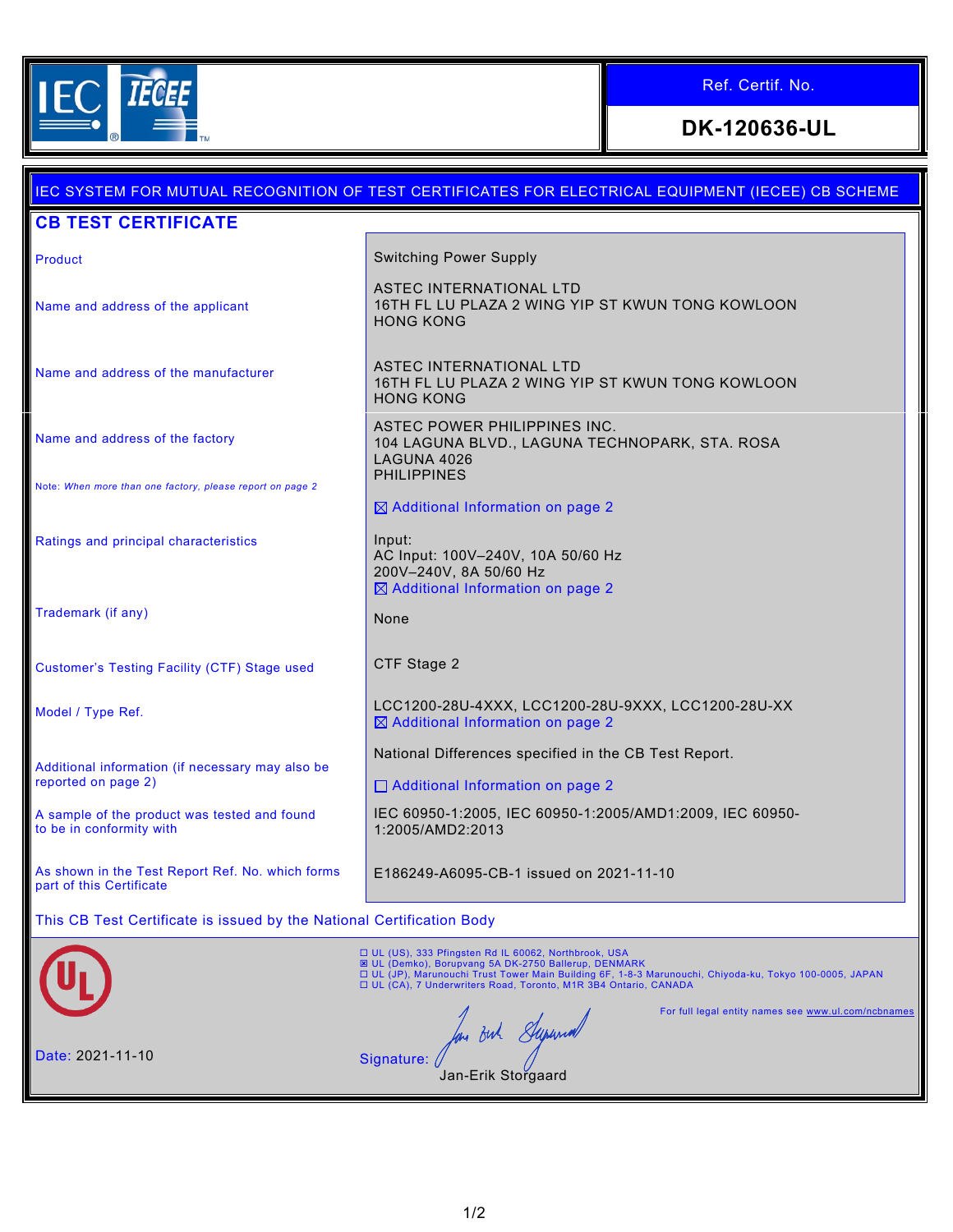IEC IECEE

| Ref. Certif. No. |
| --- |
| **DK-120636-UL** |

IEC SYSTEM FOR MUTUAL RECOGNITION OF TEST CERTIFICATES FOR ELECTRICAL EQUIPMENT (IECEE) CB SCHEME

# CB TEST CERTIFICATE

| | |
| --- | --- |
| Product | Switching Power Supply |
| Name and address of the applicant | ASTEC INTERNATIONAL LTD<br>16TH FL LU PLAZA 2 WING YIP ST KWUN TONG KOWLOON<br>HONG KONG |
| Name and address of the manufacturer | ASTEC INTERNATIONAL LTD<br>16TH FL LU PLAZA 2 WING YIP ST KWUN TONG KOWLOON<br>HONG KONG |
| Name and address of the factory<br><br>Note: *When more than one factory, please report on page 2* | ASTEC POWER PHILIPPINES INC.<br>104 LAGUNA BLVD., LAGUNA TECHNOPARK, STA. ROSA<br>LAGUNA 4026<br>PHILIPPINES<br><br>☒ Additional Information on page 2 |
| Ratings and principal characteristics | Input:<br>AC Input: 100V–240V, 10A 50/60 Hz<br>200V–240V, 8A 50/60 Hz<br>☒ Additional Information on page 2 |
| Trademark (if any) | None |
| Customer's Testing Facility (CTF) Stage used | CTF Stage 2 |
| Model / Type Ref. | LCC1200-28U-4XXX, LCC1200-28U-9XXX, LCC1200-28U-XX<br>☒ Additional Information on page 2 |
| Additional information (if necessary may also be reported on page 2) | National Differences specified in the CB Test Report.<br><br>☐ Additional Information on page 2 |
| A sample of the product was tested and found to be in conformity with | IEC 60950-1:2005, IEC 60950-1:2005/AMD1:2009, IEC 60950-1:2005/AMD2:2013 |
| As shown in the Test Report Ref. No. which forms part of this Certificate | E186249-A6095-CB-1 issued on 2021-11-10 |

This CB Test Certificate is issued by the National Certification Body

UL

☐ UL (US), 333 Pfingsten Rd IL 60062, Northbrook, USA
☒ UL (Demko), Borupvang 5A DK-2750 Ballerup, DENMARK
☐ UL (JP), Marunouchi Trust Tower Main Building 6F, 1-8-3 Marunouchi, Chiyoda-ku, Tokyo 100-0005, JAPAN
☐ UL (CA), 7 Underwriters Road, Toronto, M1R 3B4 Ontario, CANADA

For full legal entity names see www.ul.com/ncbnames

Date: 2021-11-10

Signature: Jan-Erik Storgaard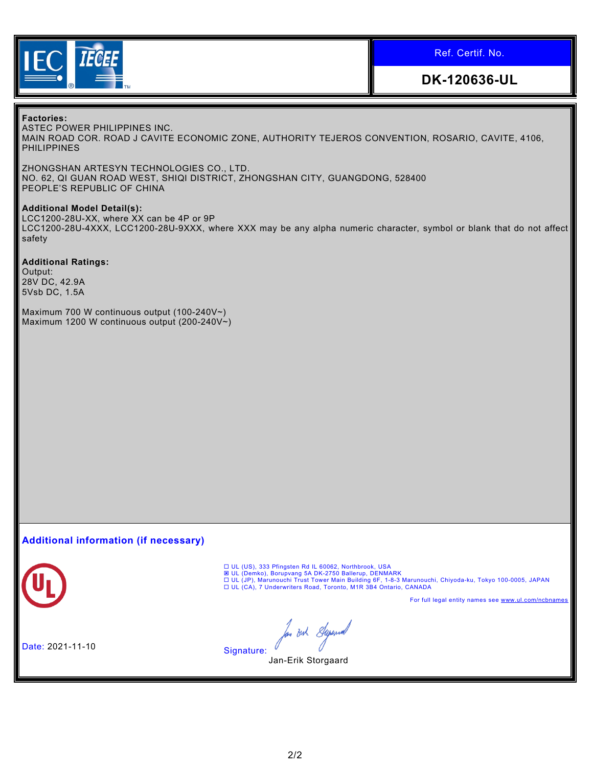Ref. Certif. No.

**DK-120636-UL**

**Factories:**
ASTEC POWER PHILIPPINES INC.
MAIN ROAD COR. ROAD J CAVITE ECONOMIC ZONE, AUTHORITY TEJEROS CONVENTION, ROSARIO, CAVITE, 4106, PHILIPPINES

ZHONGSHAN ARTESYN TECHNOLOGIES CO., LTD.
NO. 62, QI GUAN ROAD WEST, SHIQI DISTRICT, ZHONGSHAN CITY, GUANGDONG, 528400
PEOPLE'S REPUBLIC OF CHINA

**Additional Model Detail(s):**
LCC1200-28U-XX, where XX can be 4P or 9P
LCC1200-28U-4XXX, LCC1200-28U-9XXX, where XXX may be any alpha numeric character, symbol or blank that do not affect safety

**Additional Ratings:**
Output:
28V DC, 42.9A
5Vsb DC, 1.5A

Maximum 700 W continuous output (100-240V~)
Maximum 1200 W continuous output (200-240V~)

**Additional information (if necessary)**

☐ UL (US), 333 Pfingsten Rd IL 60062, Northbrook, USA
☒ UL (Demko), Borupvang 5A DK-2750 Ballerup, DENMARK
☐ UL (JP), Marunouchi Trust Tower Main Building 6F, 1-8-3 Marunouchi, Chiyoda-ku, Tokyo 100-0005, JAPAN
☐ UL (CA), 7 Underwriters Road, Toronto, M1R 3B4 Ontario, CANADA

For full legal entity names see www.ul.com/ncbnames

Date: 2021-11-10

Signature:
Jan-Erik Storgaard